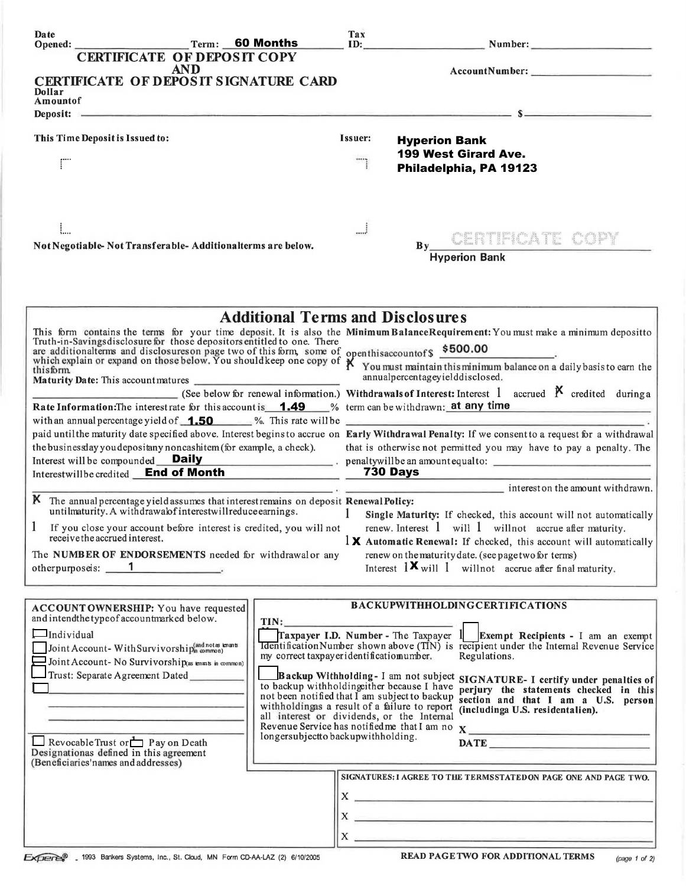Date Opened: ____________ Term: **60 Months** Tax ID: ____________ Number: ____________

# CERTIFICATE OF DEPOSIT COPY AND CERTIFICATE OF DEPOSIT SIGNATURE CARD

Account Number: ____________

Dollar Amount of Deposit: ____________________ $ ____________

This Time Deposit is Issued to:

Issuer: **Hyperion Bank**
**199 West Girard Ave.**
**Philadelphia, PA 19123**

Not Negotiable- Not Transferable- Additional terms are below.

By CERTIFICATE COPY
**Hyperion Bank**

## Additional Terms and Disclosures

This form contains the terms for your time deposit. It is also the Truth-in-Savings disclosure for those depositors entitled to one. There are additional terms and disclosures on page two of this form, some of which explain or expand on those below. You should keep one copy of this form.

**Maturity Date:** This account matures ____________ (See below for renewal information.)

**Rate Information:** The interest rate for this account is **1.49** % with an annual percentage yield of **1.50** %. This rate will be paid until the maturity date specified above. Interest begins to accrue on the business day you deposit any noncash item (for example, a check).

Interest will be compounded **Daily**.

Interest will be credited **End of Month**.

X The annual percentage yield assumes that interest remains on deposit until maturity. A withdrawal of interest will reduce earnings.

☐ If you close your account before interest is credited, you will not receive the accrued interest.

The **NUMBER OF ENDORSEMENTS** needed for withdrawal or any other purpose is: **1**.

**Minimum Balance Requirement:** You must make a minimum deposit to open this account of $ **$500.00**.

X You must maintain this minimum balance on a daily basis to earn the annual percentage yield disclosed.

**Withdrawals of Interest:** Interest ☐ accrued X credited during a term can be withdrawn: **at any time**

**Early Withdrawal Penalty:** If we consent to a request for a withdrawal that is otherwise not permitted you may have to pay a penalty. The penalty will be an amount equal to: **730 Days** interest on the amount withdrawn.

**Renewal Policy:**

☐ **Single Maturity:** If checked, this account will not automatically renew. Interest ☐ will ☐ will not accrue after maturity.

☐ X **Automatic Renewal:** If checked, this account will automatically renew on the maturity date. (see page two for terms) Interest ☐X will ☐ will not accrue after final maturity.

**ACCOUNT OWNERSHIP:** You have requested and intend the type of account marked below.

☐ Individual
☐ Joint Account- With Survivorship (and not as tenants in common)
☐ Joint Account- No Survivorship (as tenants in common)
☐ Trust: Separate Agreement Dated ____________
☐ ____________

☐ Revocable Trust or ☐ Pay on Death Designations as defined in this agreement (Beneficiaries' names and addresses)

**BACKUP WITHHOLDING CERTIFICATIONS**

TIN: ____________

☐ **Taxpayer I.D. Number** - The Taxpayer Identification Number shown above (TIN) is my correct taxpayer identification number.

☐ **Backup Withholding** - I am not subject to backup withholding either because I have not been notified that I am subject to backup withholding as a result of a failure to report all interest or dividends, or the Internal Revenue Service has notified me that I am no longer subject to backup withholding.

☐ **Exempt Recipients** - I am an exempt recipient under the Internal Revenue Service Regulations.

**SIGNATURE- I certify under penalties of perjury the statements checked in this section and that I am a U.S. person (including a U.S. resident alien).**

X ____________

DATE ____________

**SIGNATURES: I AGREE TO THE TERMS STATED ON PAGE ONE AND PAGE TWO.**

X ____________

X ____________

X ____________

Expere® - 1993 Bankers Systems, Inc., St. Cloud, MN Form CD-AA-LAZ (2) 6/10/2005

**READ PAGE TWO FOR ADDITIONAL TERMS**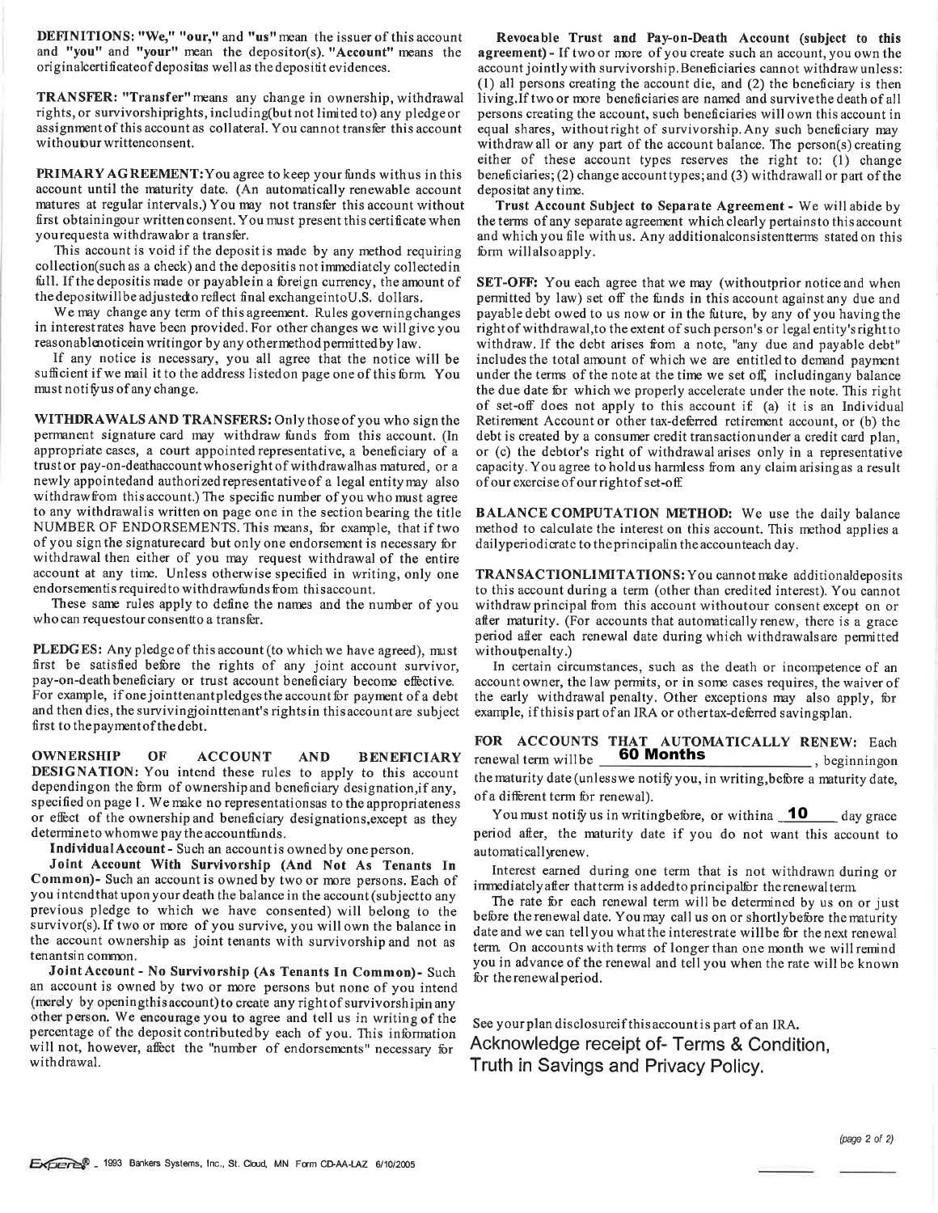**DEFINITIONS:** **"We," "our,"** and **"us"** mean the issuer of this account and **"you"** and **"your"** mean the depositor(s). **"Account"** means the original certificate of deposit as well as the deposit it evidences.

**TRANSFER:** **"Transfer"** means any change in ownership, withdrawal rights, or survivorship rights, including (but not limited to) any pledge or assignment of this account as collateral. You cannot transfer this account without our written consent.

**PRIMARY AGREEMENT:** You agree to keep your funds with us in this account until the maturity date. (An automatically renewable account matures at regular intervals.) You may not transfer this account without first obtaining our written consent. You must present this certificate when you request a withdrawal or a transfer.

This account is void if the deposit is made by any method requiring collection (such as a check) and the deposit is not immediately collected in full. If the deposit is made or payable in a foreign currency, the amount of the deposit will be adjusted to reflect final exchange into U.S. dollars.

We may change any term of this agreement. Rules governing changes in interest rates have been provided. For other changes we will give you reasonable notice in writing or by any other method permitted by law.

If any notice is necessary, you all agree that the notice will be sufficient if we mail it to the address listed on page one of this form. You must notify us of any change.

**WITHDRAWALS AND TRANSFERS:** Only those of you who sign the permanent signature card may withdraw funds from this account. (In appropriate cases, a court appointed representative, a beneficiary of a trust or pay-on-death account whose right of withdrawal has matured, or a newly appointed and authorized representative of a legal entity may also withdraw from this account.) The specific number of you who must agree to any withdrawal is written on page one in the section bearing the title NUMBER OF ENDORSEMENTS. This means, for example, that if two of you sign the signature card but only one endorsement is necessary for withdrawal then either of you may request withdrawal of the entire account at any time. Unless otherwise specified in writing, only one endorsement is required to withdraw funds from this account.

These same rules apply to define the names and the number of you who can request our consent to a transfer.

**PLEDGES:** Any pledge of this account (to which we have agreed), must first be satisfied before the rights of any joint account survivor, pay-on-death beneficiary or trust account beneficiary become effective. For example, if one joint tenant pledges the account for payment of a debt and then dies, the surviving joint tenant's rights in this account are subject first to the payment of the debt.

**OWNERSHIP OF ACCOUNT AND BENEFICIARY DESIGNATION:** You intend these rules to apply to this account depending on the form of ownership and beneficiary designation, if any, specified on page 1. We make no representations as to the appropriateness or effect of the ownership and beneficiary designations, except as they determine to whom we pay the account funds.

**Individual Account** - Such an account is owned by one person.

**Joint Account With Survivorship (And Not As Tenants In Common)** - Such an account is owned by two or more persons. Each of you intend that upon your death the balance in the account (subject to any previous pledge to which we have consented) will belong to the survivor(s). If two or more of you survive, you will own the balance in the account ownership as joint tenants with survivorship and not as tenants in common.

**Joint Account - No Survivorship (As Tenants In Common)** - Such an account is owned by two or more persons but none of you intend (merely by opening this account) to create any right of survivorship in any other person. We encourage you to agree and tell us in writing of the percentage of the deposit contributed by each of you. This information will not, however, affect the "number of endorsements" necessary for withdrawal.

**Revocable Trust and Pay-on-Death Account (subject to this agreement)** - If two or more of you create such an account, you own the account jointly with survivorship. Beneficiaries cannot withdraw unless: (1) all persons creating the account die, and (2) the beneficiary is then living. If two or more beneficiaries are named and survive the death of all persons creating the account, such beneficiaries will own this account in equal shares, without right of survivorship. Any such beneficiary may withdraw all or any part of the account balance. The person(s) creating either of these account types reserves the right to: (1) change beneficiaries; (2) change account types; and (3) withdraw all or part of the deposit at any time.

**Trust Account Subject to Separate Agreement** - We will abide by the terms of any separate agreement which clearly pertains to this account and which you file with us. Any additional consistent terms stated on this form will also apply.

**SET-OFF:** You each agree that we may (without prior notice and when permitted by law) set off the funds in this account against any due and payable debt owed to us now or in the future, by any of you having the right of withdrawal, to the extent of such person's or legal entity's right to withdraw. If the debt arises from a note, "any due and payable debt" includes the total amount of which we are entitled to demand payment under the terms of the note at the time we set off, including any balance the due date for which we properly accelerate under the note. This right of set-off does not apply to this account if: (a) it is an Individual Retirement Account or other tax-deferred retirement account, or (b) the debt is created by a consumer credit transaction under a credit card plan, or (c) the debtor's right of withdrawal arises only in a representative capacity. You agree to hold us harmless from any claim arising as a result of our exercise of our right of set-off.

**BALANCE COMPUTATION METHOD:** We use the daily balance method to calculate the interest on this account. This method applies a daily periodic rate to the principal in the account each day.

**TRANSACTION LIMITATIONS:** You cannot make additional deposits to this account during a term (other than credited interest). You cannot withdraw principal from this account without our consent except on or after maturity. (For accounts that automatically renew, there is a grace period after each renewal date during which withdrawals are permitted without penalty.)

In certain circumstances, such as the death or incompetence of an account owner, the law permits, or in some cases requires, the waiver of the early withdrawal penalty. Other exceptions may also apply, for example, if this is part of an IRA or other tax-deferred savings plan.

**FOR ACCOUNTS THAT AUTOMATICALLY RENEW:** Each renewal term will be **60 Months**, beginning on the maturity date (unless we notify you, in writing, before a maturity date, of a different term for renewal).

You must notify us in writing before, or within a **10** day grace period after, the maturity date if you do not want this account to automatically renew.

Interest earned during one term that is not withdrawn during or immediately after that term is added to principal for the renewal term.

The rate for each renewal term will be determined by us on or just before the renewal date. You may call us on or shortly before the maturity date and we can tell you what the interest rate will be for the next renewal term. On accounts with terms of longer than one month we will remind you in advance of the renewal and tell you when the rate will be known for the renewal period.

See your plan disclosure if this account is part of an IRA.

Acknowledge receipt of- Terms & Condition, Truth in Savings and Privacy Policy.

Expere® - 1993 Bankers Systems, Inc., St. Cloud, MN Form CD-AA-LAZ 6/10/2005